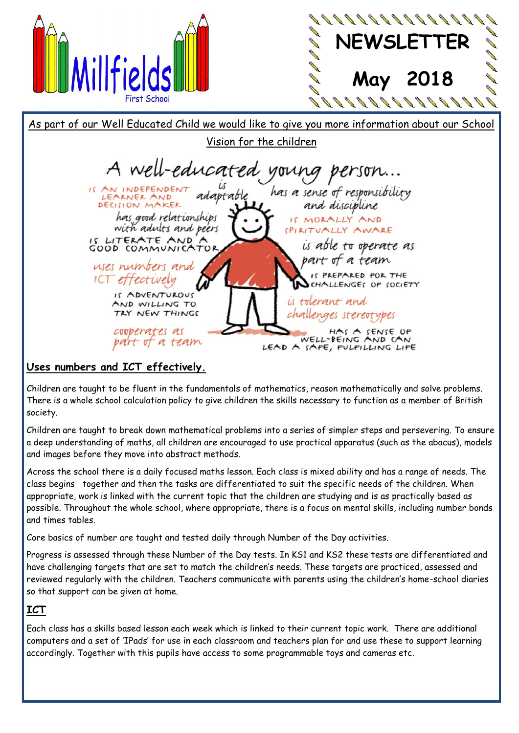Millfields First School

# NEWSLETTER

## May 2018

As part of our Well Educated Child we would like to give you more information about our School Vision for the children

A well-educated young person...

- is an independent learner and decision maker
- is adaptable
- has a sense of responsibility and discipline
- has good relationships with adults and peers
- is morally and spiritually aware
- is literate and a good communicator
- is able to operate as part of a team
- uses numbers and ICT effectively
- is prepared for the challenges of society
- is adventurous and willing to try new things
- is tolerant and challenges stereotypes
- cooperates as part of a team
- has a sense of well-being and can lead a safe, fulfilling life

### Uses numbers and ICT effectively.

Children are taught to be fluent in the fundamentals of mathematics, reason mathematically and solve problems. There is a whole school calculation policy to give children the skills necessary to function as a member of British society.

Children are taught to break down mathematical problems into a series of simpler steps and persevering. To ensure a deep understanding of maths, all children are encouraged to use practical apparatus (such as the abacus), models and images before they move into abstract methods.

Across the school there is a daily focused maths lesson. Each class is mixed ability and has a range of needs. The class begins together and then the tasks are differentiated to suit the specific needs of the children. When appropriate, work is linked with the current topic that the children are studying and is as practically based as possible. Throughout the whole school, where appropriate, there is a focus on mental skills, including number bonds and times tables.

Core basics of number are taught and tested daily through Number of the Day activities.

Progress is assessed through these Number of the Day tests. In KS1 and KS2 these tests are differentiated and have challenging targets that are set to match the children's needs. These targets are practiced, assessed and reviewed regularly with the children. Teachers communicate with parents using the children's home-school diaries so that support can be given at home.

### ICT

Each class has a skills based lesson each week which is linked to their current topic work. There are additional computers and a set of 'IPads' for use in each classroom and teachers plan for and use these to support learning accordingly. Together with this pupils have access to some programmable toys and cameras etc.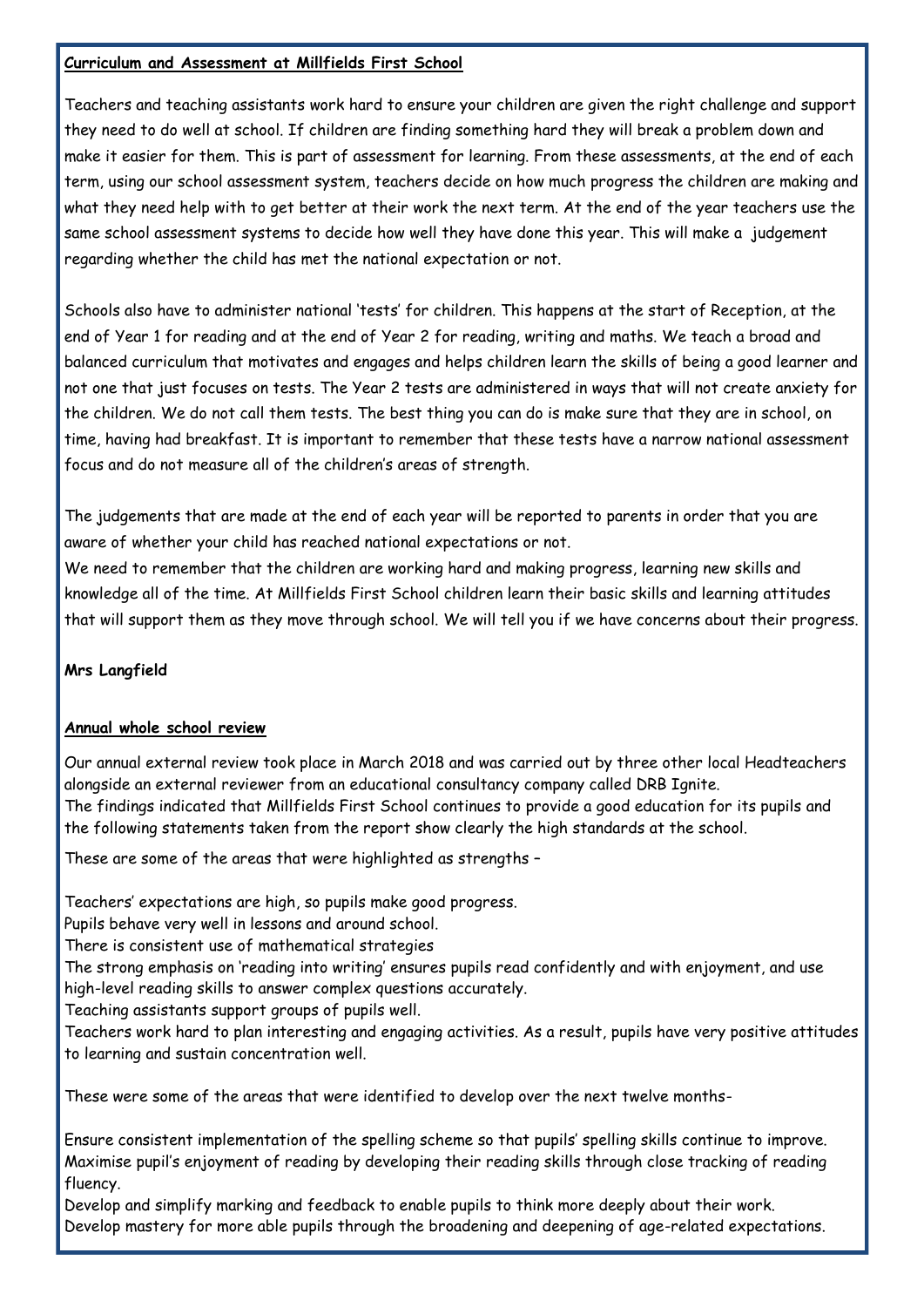## Curriculum and Assessment at Millfields First School

Teachers and teaching assistants work hard to ensure your children are given the right challenge and support they need to do well at school. If children are finding something hard they will break a problem down and make it easier for them. This is part of assessment for learning. From these assessments, at the end of each term, using our school assessment system, teachers decide on how much progress the children are making and what they need help with to get better at their work the next term. At the end of the year teachers use the same school assessment systems to decide how well they have done this year. This will make a judgement regarding whether the child has met the national expectation or not.

Schools also have to administer national 'tests' for children. This happens at the start of Reception, at the end of Year 1 for reading and at the end of Year 2 for reading, writing and maths. We teach a broad and balanced curriculum that motivates and engages and helps children learn the skills of being a good learner and not one that just focuses on tests. The Year 2 tests are administered in ways that will not create anxiety for the children. We do not call them tests. The best thing you can do is make sure that they are in school, on time, having had breakfast. It is important to remember that these tests have a narrow national assessment focus and do not measure all of the children's areas of strength.

The judgements that are made at the end of each year will be reported to parents in order that you are aware of whether your child has reached national expectations or not.

We need to remember that the children are working hard and making progress, learning new skills and knowledge all of the time. At Millfields First School children learn their basic skills and learning attitudes that will support them as they move through school. We will tell you if we have concerns about their progress.

**Mrs Langfield**

## Annual whole school review

Our annual external review took place in March 2018 and was carried out by three other local Headteachers alongside an external reviewer from an educational consultancy company called DRB Ignite.

The findings indicated that Millfields First School continues to provide a good education for its pupils and the following statements taken from the report show clearly the high standards at the school.

These are some of the areas that were highlighted as strengths –

Teachers' expectations are high, so pupils make good progress.

Pupils behave very well in lessons and around school.

There is consistent use of mathematical strategies

The strong emphasis on 'reading into writing' ensures pupils read confidently and with enjoyment, and use high-level reading skills to answer complex questions accurately.

Teaching assistants support groups of pupils well.

Teachers work hard to plan interesting and engaging activities. As a result, pupils have very positive attitudes to learning and sustain concentration well.

These were some of the areas that were identified to develop over the next twelve months-

Ensure consistent implementation of the spelling scheme so that pupils' spelling skills continue to improve.

Maximise pupil's enjoyment of reading by developing their reading skills through close tracking of reading fluency.

Develop and simplify marking and feedback to enable pupils to think more deeply about their work.

Develop mastery for more able pupils through the broadening and deepening of age-related expectations.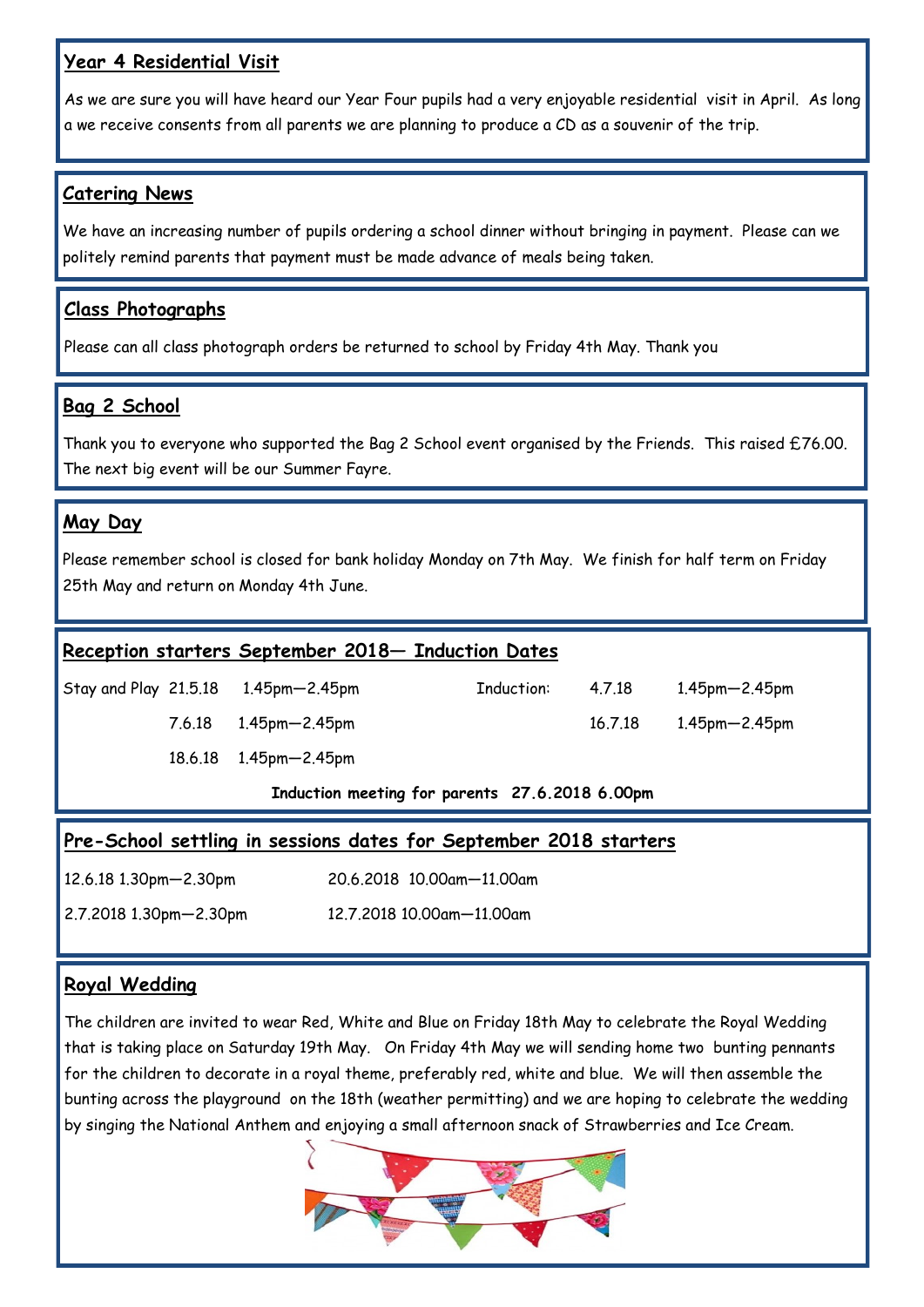## Year 4 Residential Visit

As we are sure you will have heard our Year Four pupils had a very enjoyable residential visit in April. As long a we receive consents from all parents we are planning to produce a CD as a souvenir of the trip.

## Catering News

We have an increasing number of pupils ordering a school dinner without bringing in payment. Please can we politely remind parents that payment must be made advance of meals being taken.

## Class Photographs

Please can all class photograph orders be returned to school by Friday 4th May. Thank you

## Bag 2 School

Thank you to everyone who supported the Bag 2 School event organised by the Friends. This raised £76.00. The next big event will be our Summer Fayre.

## May Day

Please remember school is closed for bank holiday Monday on 7th May. We finish for half term on Friday 25th May and return on Monday 4th June.

## Reception starters September 2018— Induction Dates

| Stay and Play | Date | Time | Induction: | Date | Time |
|---|---|---|---|---|---|
| | 21.5.18 | 1.45pm—2.45pm | | 4.7.18 | 1.45pm—2.45pm |
| | 7.6.18 | 1.45pm—2.45pm | | 16.7.18 | 1.45pm—2.45pm |
| | 18.6.18 | 1.45pm—2.45pm | | | |

**Induction meeting for parents 27.6.2018 6.00pm**

## Pre-School settling in sessions dates for September 2018 starters

12.6.18 1.30pm—2.30pm

20.6.2018 10.00am—11.00am

2.7.2018 1.30pm—2.30pm

12.7.2018 10.00am—11.00am

## Royal Wedding

The children are invited to wear Red, White and Blue on Friday 18th May to celebrate the Royal Wedding that is taking place on Saturday 19th May. On Friday 4th May we will sending home two bunting pennants for the children to decorate in a royal theme, preferably red, white and blue. We will then assemble the bunting across the playground on the 18th (weather permitting) and we are hoping to celebrate the wedding by singing the National Anthem and enjoying a small afternoon snack of Strawberries and Ice Cream.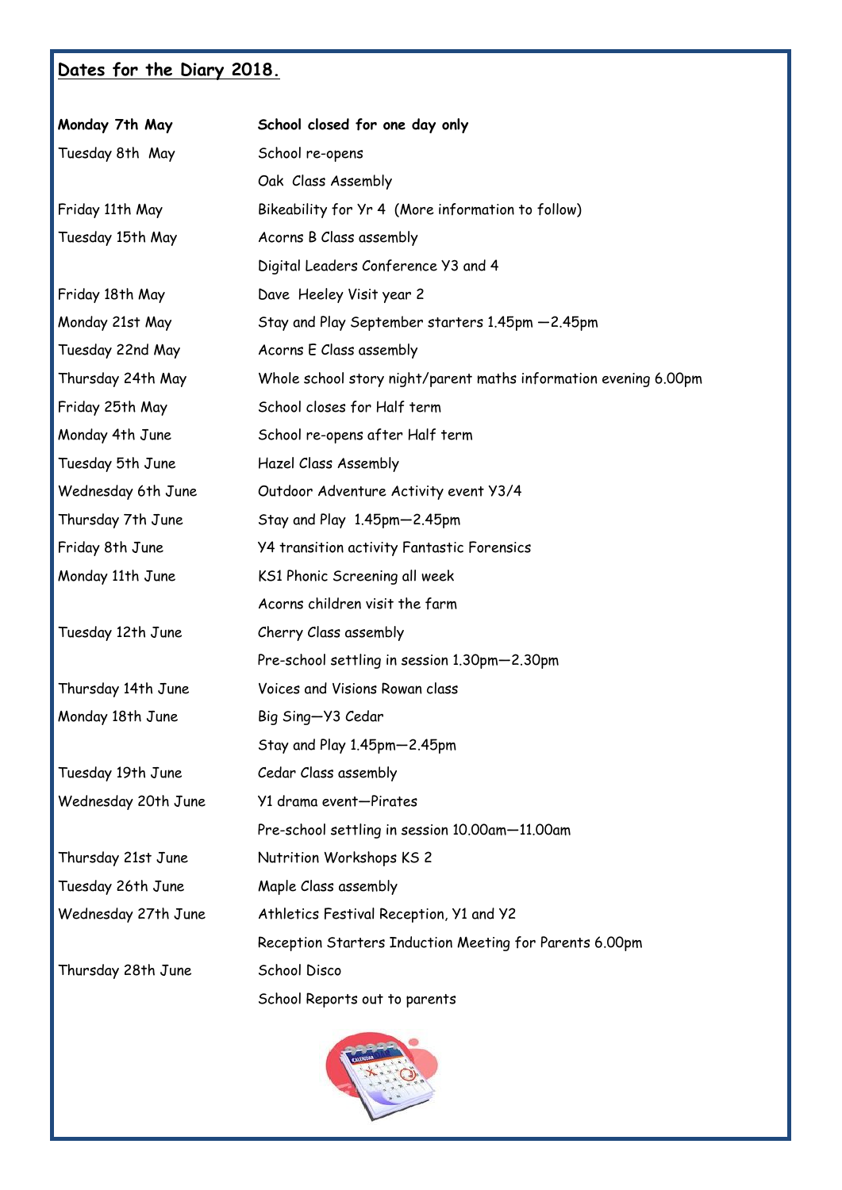## Dates for the Diary 2018.

| | |
|---|---|
| **Monday 7th May** | **School closed for one day only** |
| Tuesday 8th May | School re-opens |
| | Oak Class Assembly |
| Friday 11th May | Bikeability for Yr 4 (More information to follow) |
| Tuesday 15th May | Acorns B Class assembly |
| | Digital Leaders Conference Y3 and 4 |
| Friday 18th May | Dave Heeley Visit year 2 |
| Monday 21st May | Stay and Play September starters 1.45pm —2.45pm |
| Tuesday 22nd May | Acorns E Class assembly |
| Thursday 24th May | Whole school story night/parent maths information evening 6.00pm |
| Friday 25th May | School closes for Half term |
| Monday 4th June | School re-opens after Half term |
| Tuesday 5th June | Hazel Class Assembly |
| Wednesday 6th June | Outdoor Adventure Activity event Y3/4 |
| Thursday 7th June | Stay and Play 1.45pm—2.45pm |
| Friday 8th June | Y4 transition activity Fantastic Forensics |
| Monday 11th June | KS1 Phonic Screening all week |
| | Acorns children visit the farm |
| Tuesday 12th June | Cherry Class assembly |
| | Pre-school settling in session 1.30pm—2.30pm |
| Thursday 14th June | Voices and Visions Rowan class |
| Monday 18th June | Big Sing—Y3 Cedar |
| | Stay and Play 1.45pm—2.45pm |
| Tuesday 19th June | Cedar Class assembly |
| Wednesday 20th June | Y1 drama event—Pirates |
| | Pre-school settling in session 10.00am—11.00am |
| Thursday 21st June | Nutrition Workshops KS 2 |
| Tuesday 26th June | Maple Class assembly |
| Wednesday 27th June | Athletics Festival Reception, Y1 and Y2 |
| | Reception Starters Induction Meeting for Parents 6.00pm |
| Thursday 28th June | School Disco |
| | School Reports out to parents |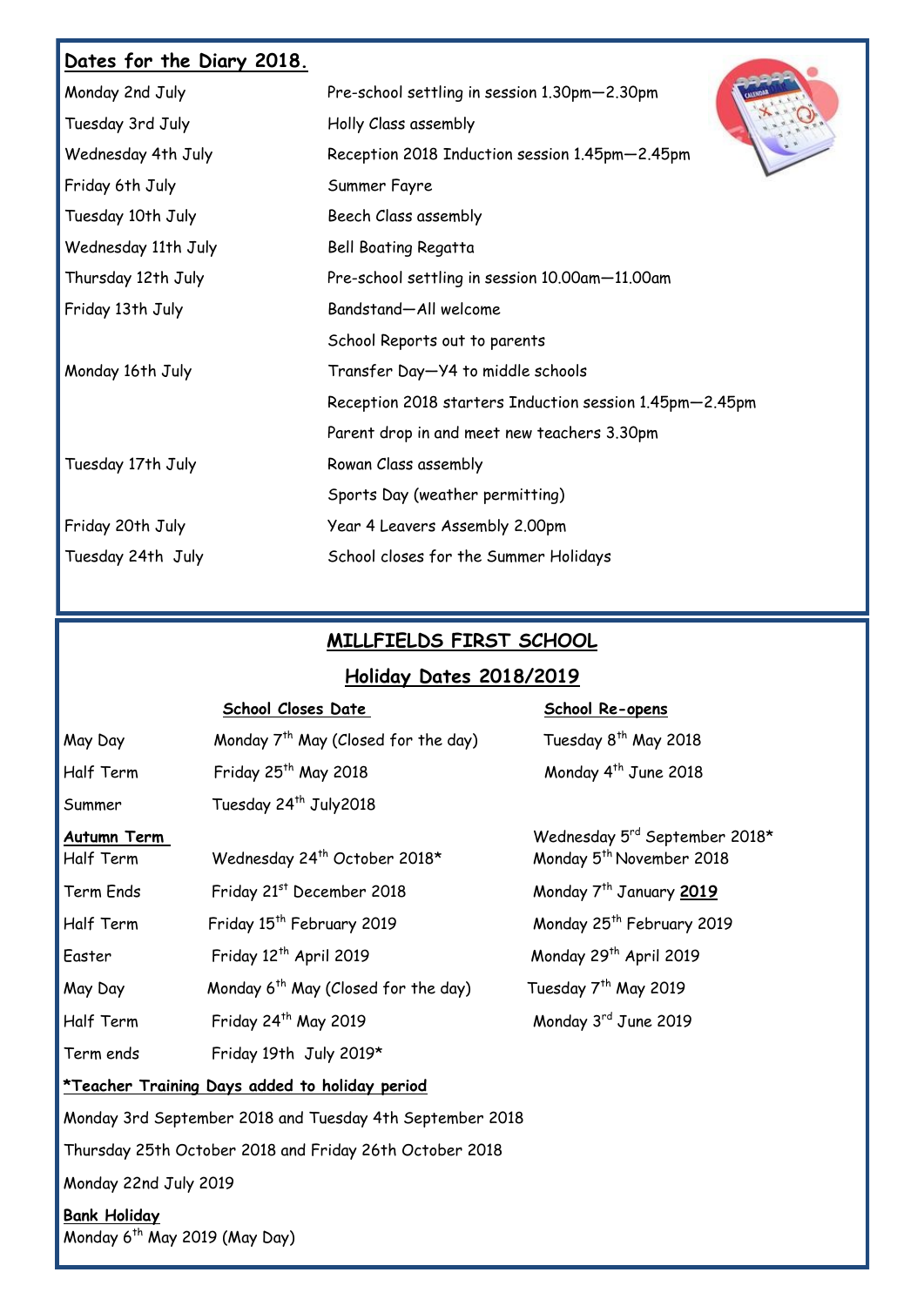## Dates for the Diary 2018.

| | |
|---|---|
| Monday 2nd July | Pre-school settling in session 1.30pm—2.30pm |
| Tuesday 3rd July | Holly Class assembly |
| Wednesday 4th July | Reception 2018 Induction session 1.45pm—2.45pm |
| Friday 6th July | Summer Fayre |
| Tuesday 10th July | Beech Class assembly |
| Wednesday 11th July | Bell Boating Regatta |
| Thursday 12th July | Pre-school settling in session 10.00am—11.00am |
| Friday 13th July | Bandstand—All welcome |
| | School Reports out to parents |
| Monday 16th July | Transfer Day—Y4 to middle schools |
| | Reception 2018 starters Induction session 1.45pm—2.45pm |
| | Parent drop in and meet new teachers 3.30pm |
| Tuesday 17th July | Rowan Class assembly |
| | Sports Day (weather permitting) |
| Friday 20th July | Year 4 Leavers Assembly 2.00pm |
| Tuesday 24th July | School closes for the Summer Holidays |

## MILLFIELDS FIRST SCHOOL

### Holiday Dates 2018/2019

| | School Closes Date | School Re-opens |
|---|---|---|
| May Day | Monday 7th May (Closed for the day) | Tuesday 8th May 2018 |
| Half Term | Friday 25th May 2018 | Monday 4th June 2018 |
| Summer | Tuesday 24th July2018 | |
| **Autumn Term** | | Wednesday 5rd September 2018* |
| Half Term | Wednesday 24th October 2018* | Monday 5th November 2018 |
| Term Ends | Friday 21st December 2018 | Monday 7th January **2019** |
| Half Term | Friday 15th February 2019 | Monday 25th February 2019 |
| Easter | Friday 12th April 2019 | Monday 29th April 2019 |
| May Day | Monday 6th May (Closed for the day) | Tuesday 7th May 2019 |
| Half Term | Friday 24th May 2019 | Monday 3rd June 2019 |
| Term ends | Friday 19th July 2019* | |

**\*Teacher Training Days added to holiday period**

Monday 3rd September 2018 and Tuesday 4th September 2018

Thursday 25th October 2018 and Friday 26th October 2018

Monday 22nd July 2019

**Bank Holiday**

Monday 6th May 2019 (May Day)